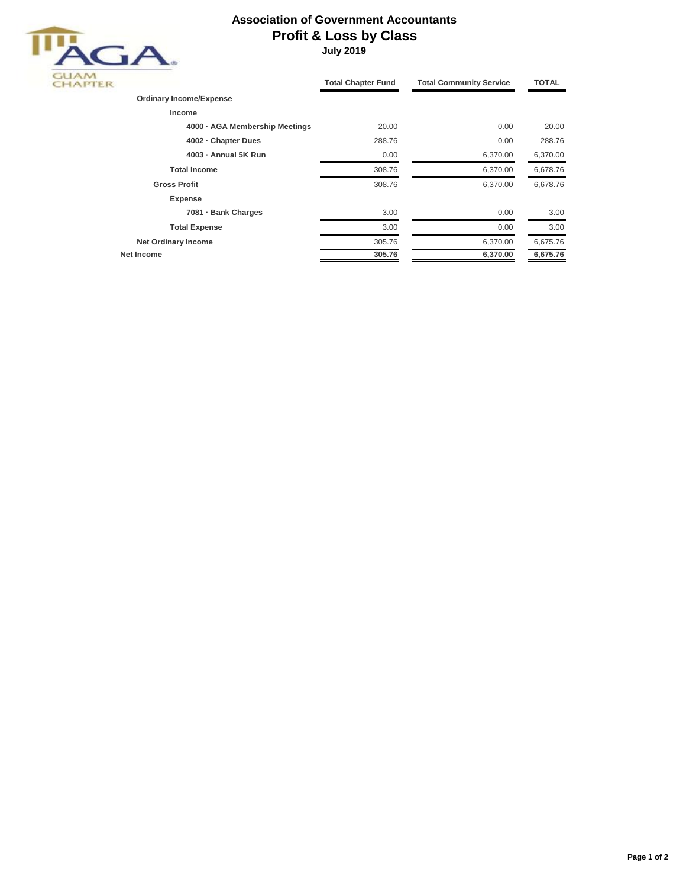# Association of Government Accountants
## Profit & Loss by Class
### July 2019

GUAM CHAPTER

| | Total Chapter Fund | Total Community Service | TOTAL |
|---|---|---|---|
| **Ordinary Income/Expense** | | | |
| **Income** | | | |
| **4000 · AGA Membership Meetings** | 20.00 | 0.00 | 20.00 |
| **4002 · Chapter Dues** | 288.76 | 0.00 | 288.76 |
| **4003 · Annual 5K Run** | 0.00 | 6,370.00 | 6,370.00 |
| **Total Income** | 308.76 | 6,370.00 | 6,678.76 |
| **Gross Profit** | 308.76 | 6,370.00 | 6,678.76 |
| **Expense** | | | |
| **7081 · Bank Charges** | 3.00 | 0.00 | 3.00 |
| **Total Expense** | 3.00 | 0.00 | 3.00 |
| **Net Ordinary Income** | 305.76 | 6,370.00 | 6,675.76 |
| **Net Income** | **305.76** | **6,370.00** | **6,675.76** |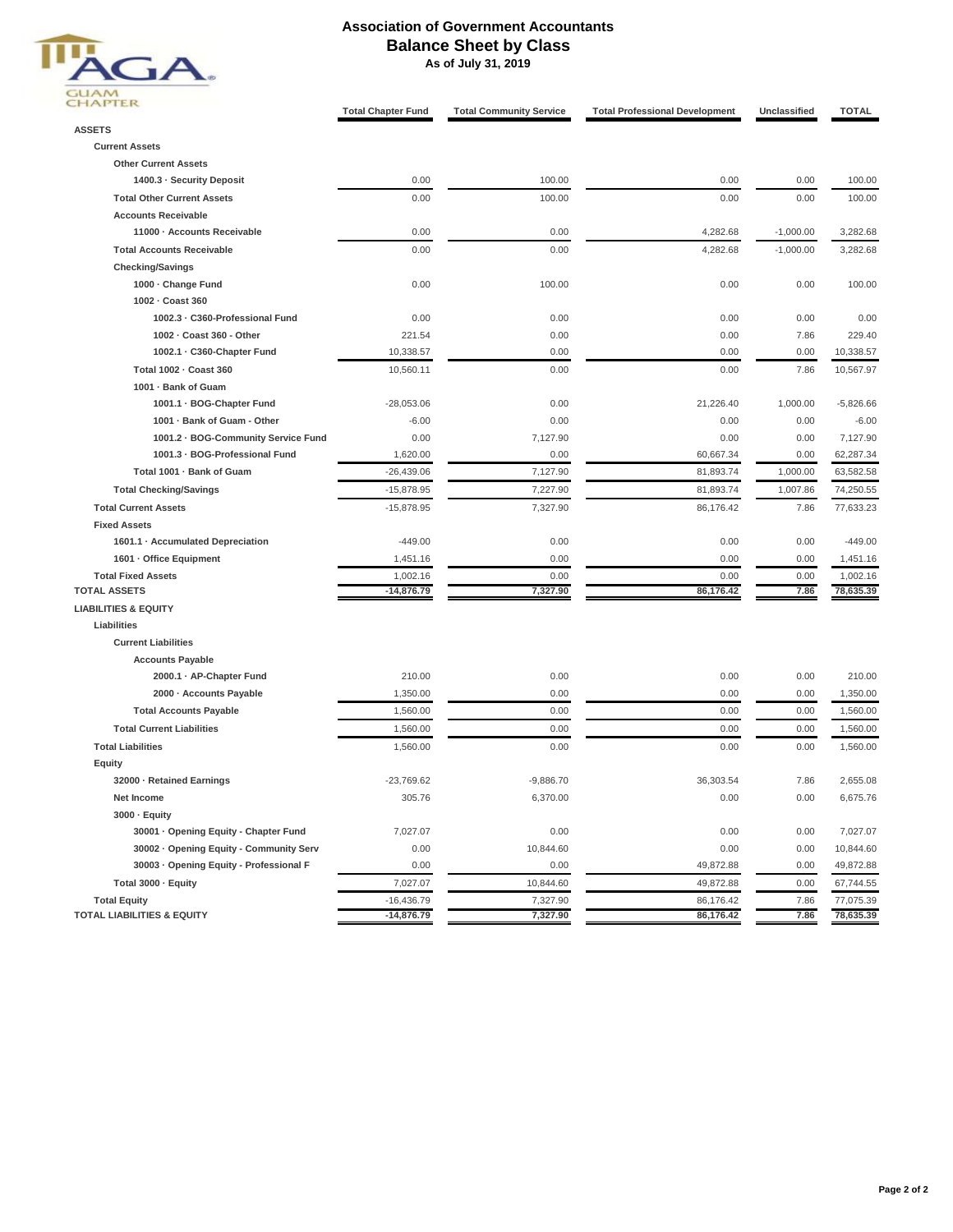# Association of Government Accountants
## Balance Sheet by Class
**As of July 31, 2019**

| | Total Chapter Fund | Total Community Service | Total Professional Development | Unclassified | TOTAL |
|---|---|---|---|---|---|
| **ASSETS** | | | | | |
| **Current Assets** | | | | | |
| **Other Current Assets** | | | | | |
| 1400.3 · Security Deposit | 0.00 | 100.00 | 0.00 | 0.00 | 100.00 |
| **Total Other Current Assets** | 0.00 | 100.00 | 0.00 | 0.00 | 100.00 |
| **Accounts Receivable** | | | | | |
| 11000 · Accounts Receivable | 0.00 | 0.00 | 4,282.68 | -1,000.00 | 3,282.68 |
| **Total Accounts Receivable** | 0.00 | 0.00 | 4,282.68 | -1,000.00 | 3,282.68 |
| **Checking/Savings** | | | | | |
| 1000 · Change Fund | 0.00 | 100.00 | 0.00 | 0.00 | 100.00 |
| 1002 · Coast 360 | | | | | |
| 1002.3 · C360-Professional Fund | 0.00 | 0.00 | 0.00 | 0.00 | 0.00 |
| 1002 · Coast 360 - Other | 221.54 | 0.00 | 0.00 | 7.86 | 229.40 |
| 1002.1 · C360-Chapter Fund | 10,338.57 | 0.00 | 0.00 | 0.00 | 10,338.57 |
| Total 1002 · Coast 360 | 10,560.11 | 0.00 | 0.00 | 7.86 | 10,567.97 |
| 1001 · Bank of Guam | | | | | |
| 1001.1 · BOG-Chapter Fund | -28,053.06 | 0.00 | 21,226.40 | 1,000.00 | -5,826.66 |
| 1001 · Bank of Guam - Other | -6.00 | 0.00 | 0.00 | 0.00 | -6.00 |
| 1001.2 · BOG-Community Service Fund | 0.00 | 7,127.90 | 0.00 | 0.00 | 7,127.90 |
| 1001.3 · BOG-Professional Fund | 1,620.00 | 0.00 | 60,667.34 | 0.00 | 62,287.34 |
| Total 1001 · Bank of Guam | -26,439.06 | 7,127.90 | 81,893.74 | 1,000.00 | 63,582.58 |
| **Total Checking/Savings** | -15,878.95 | 7,227.90 | 81,893.74 | 1,007.86 | 74,250.55 |
| **Total Current Assets** | -15,878.95 | 7,327.90 | 86,176.42 | 7.86 | 77,633.23 |
| **Fixed Assets** | | | | | |
| 1601.1 · Accumulated Depreciation | -449.00 | 0.00 | 0.00 | 0.00 | -449.00 |
| 1601 · Office Equipment | 1,451.16 | 0.00 | 0.00 | 0.00 | 1,451.16 |
| **Total Fixed Assets** | 1,002.16 | 0.00 | 0.00 | 0.00 | 1,002.16 |
| **TOTAL ASSETS** | **-14,876.79** | **7,327.90** | **86,176.42** | **7.86** | **78,635.39** |
| **LIABILITIES & EQUITY** | | | | | |
| **Liabilities** | | | | | |
| **Current Liabilities** | | | | | |
| **Accounts Payable** | | | | | |
| 2000.1 · AP-Chapter Fund | 210.00 | 0.00 | 0.00 | 0.00 | 210.00 |
| 2000 · Accounts Payable | 1,350.00 | 0.00 | 0.00 | 0.00 | 1,350.00 |
| **Total Accounts Payable** | 1,560.00 | 0.00 | 0.00 | 0.00 | 1,560.00 |
| **Total Current Liabilities** | 1,560.00 | 0.00 | 0.00 | 0.00 | 1,560.00 |
| **Total Liabilities** | 1,560.00 | 0.00 | 0.00 | 0.00 | 1,560.00 |
| **Equity** | | | | | |
| 32000 · Retained Earnings | -23,769.62 | -9,886.70 | 36,303.54 | 7.86 | 2,655.08 |
| Net Income | 305.76 | 6,370.00 | 0.00 | 0.00 | 6,675.76 |
| 3000 · Equity | | | | | |
| 30001 · Opening Equity - Chapter Fund | 7,027.07 | 0.00 | 0.00 | 0.00 | 7,027.07 |
| 30002 · Opening Equity - Community Serv | 0.00 | 10,844.60 | 0.00 | 0.00 | 10,844.60 |
| 30003 · Opening Equity - Professional F | 0.00 | 0.00 | 49,872.88 | 0.00 | 49,872.88 |
| Total 3000 · Equity | 7,027.07 | 10,844.60 | 49,872.88 | 0.00 | 67,744.55 |
| **Total Equity** | -16,436.79 | 7,327.90 | 86,176.42 | 7.86 | 77,075.39 |
| **TOTAL LIABILITIES & EQUITY** | **-14,876.79** | **7,327.90** | **86,176.42** | **7.86** | **78,635.39** |